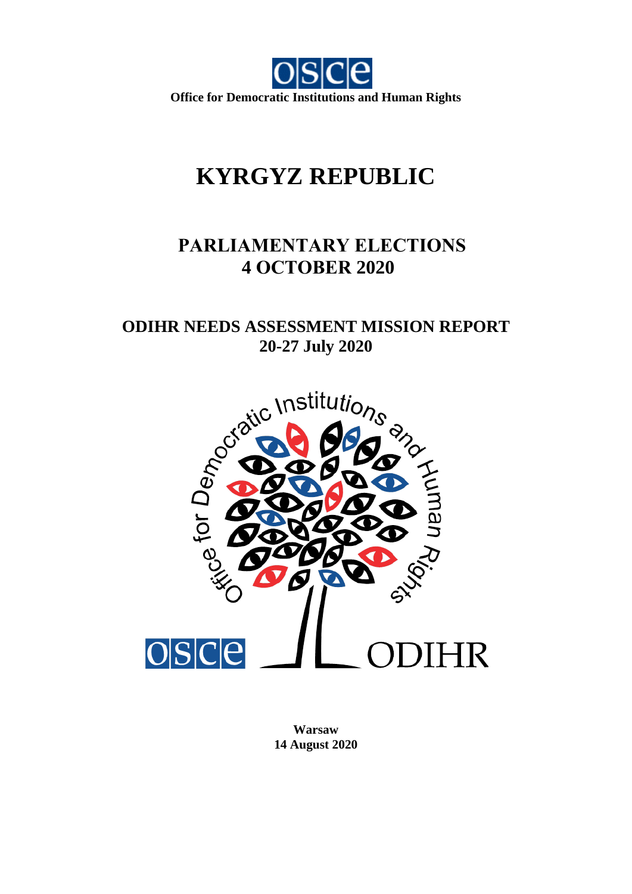Office for Democratic Institutions and Human Rights

# KYRGYZ REPUBLIC

## PARLIAMENTARY ELECTIONS
## 4 OCTOBER 2020

## ODIHR NEEDS ASSESSMENT MISSION REPORT
## 20-27 July 2020

**Warsaw**
**14 August 2020**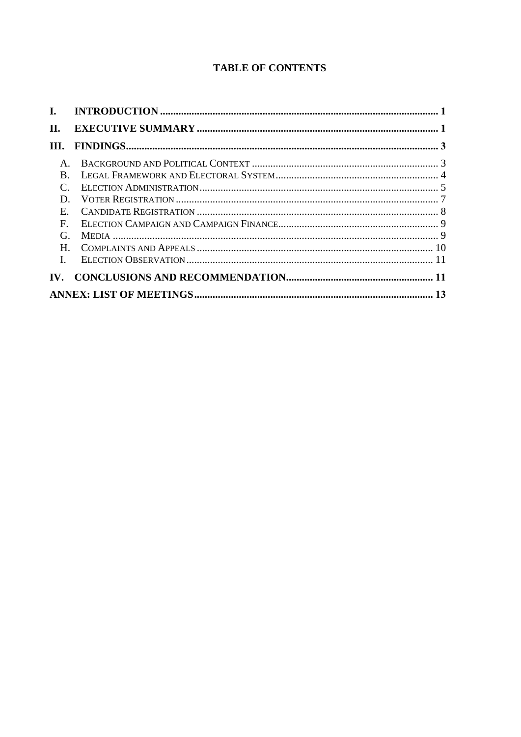## TABLE OF CONTENTS

**I. INTRODUCTION** ........................................................................................................ **1**

**II. EXECUTIVE SUMMARY** ........................................................................................ **1**

**III. FINDINGS** .................................................................................................................. **3**

- A. Background and Political Context ...................................................................... 3
- B. Legal Framework and Electoral System ............................................................. 4
- C. Election Administration ..................................................................................... 5
- D. Voter Registration .............................................................................................. 7
- E. Candidate Registration ....................................................................................... 8
- F. Election Campaign and Campaign Finance ........................................................ 9
- G. Media .................................................................................................................. 9
- H. Complaints and Appeals .................................................................................... 10
- I. Election Observation .......................................................................................... 11

**IV. CONCLUSIONS AND RECOMMENDATION** ...................................................... **11**

**ANNEX: LIST OF MEETINGS** ........................................................................................ **13**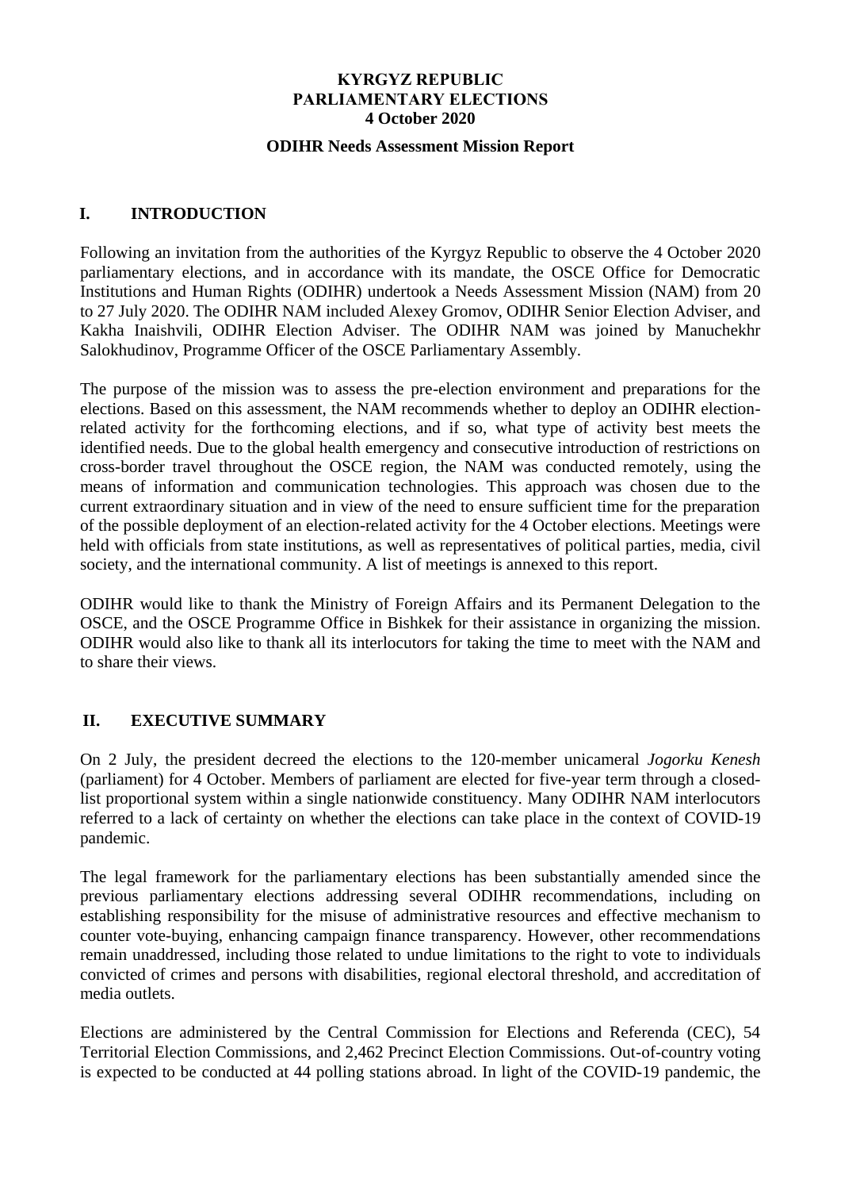**KYRGYZ REPUBLIC**
**PARLIAMENTARY ELECTIONS**
**4 October 2020**

**ODIHR Needs Assessment Mission Report**

## I. INTRODUCTION

Following an invitation from the authorities of the Kyrgyz Republic to observe the 4 October 2020 parliamentary elections, and in accordance with its mandate, the OSCE Office for Democratic Institutions and Human Rights (ODIHR) undertook a Needs Assessment Mission (NAM) from 20 to 27 July 2020. The ODIHR NAM included Alexey Gromov, ODIHR Senior Election Adviser, and Kakha Inaishvili, ODIHR Election Adviser. The ODIHR NAM was joined by Manuchekhr Salokhudinov, Programme Officer of the OSCE Parliamentary Assembly.

The purpose of the mission was to assess the pre-election environment and preparations for the elections. Based on this assessment, the NAM recommends whether to deploy an ODIHR election-related activity for the forthcoming elections, and if so, what type of activity best meets the identified needs. Due to the global health emergency and consecutive introduction of restrictions on cross-border travel throughout the OSCE region, the NAM was conducted remotely, using the means of information and communication technologies. This approach was chosen due to the current extraordinary situation and in view of the need to ensure sufficient time for the preparation of the possible deployment of an election-related activity for the 4 October elections. Meetings were held with officials from state institutions, as well as representatives of political parties, media, civil society, and the international community. A list of meetings is annexed to this report.

ODIHR would like to thank the Ministry of Foreign Affairs and its Permanent Delegation to the OSCE, and the OSCE Programme Office in Bishkek for their assistance in organizing the mission. ODIHR would also like to thank all its interlocutors for taking the time to meet with the NAM and to share their views.

## II. EXECUTIVE SUMMARY

On 2 July, the president decreed the elections to the 120-member unicameral *Jogorku Kenesh* (parliament) for 4 October. Members of parliament are elected for five-year term through a closed-list proportional system within a single nationwide constituency. Many ODIHR NAM interlocutors referred to a lack of certainty on whether the elections can take place in the context of COVID-19 pandemic.

The legal framework for the parliamentary elections has been substantially amended since the previous parliamentary elections addressing several ODIHR recommendations, including on establishing responsibility for the misuse of administrative resources and effective mechanism to counter vote-buying, enhancing campaign finance transparency. However, other recommendations remain unaddressed, including those related to undue limitations to the right to vote to individuals convicted of crimes and persons with disabilities, regional electoral threshold, and accreditation of media outlets.

Elections are administered by the Central Commission for Elections and Referenda (CEC), 54 Territorial Election Commissions, and 2,462 Precinct Election Commissions. Out-of-country voting is expected to be conducted at 44 polling stations abroad. In light of the COVID-19 pandemic, the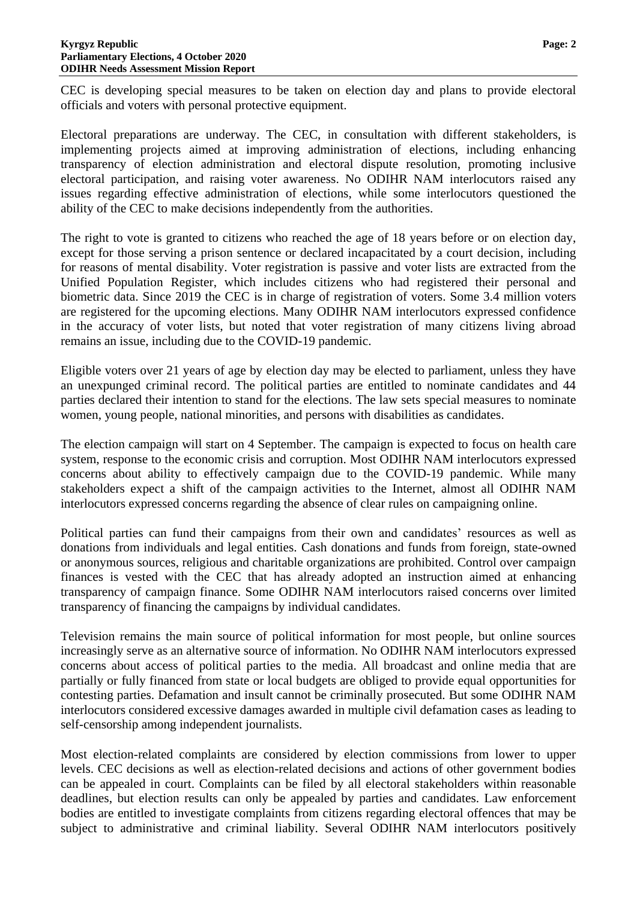CEC is developing special measures to be taken on election day and plans to provide electoral officials and voters with personal protective equipment.

Electoral preparations are underway. The CEC, in consultation with different stakeholders, is implementing projects aimed at improving administration of elections, including enhancing transparency of election administration and electoral dispute resolution, promoting inclusive electoral participation, and raising voter awareness. No ODIHR NAM interlocutors raised any issues regarding effective administration of elections, while some interlocutors questioned the ability of the CEC to make decisions independently from the authorities.

The right to vote is granted to citizens who reached the age of 18 years before or on election day, except for those serving a prison sentence or declared incapacitated by a court decision, including for reasons of mental disability. Voter registration is passive and voter lists are extracted from the Unified Population Register, which includes citizens who had registered their personal and biometric data. Since 2019 the CEC is in charge of registration of voters. Some 3.4 million voters are registered for the upcoming elections. Many ODIHR NAM interlocutors expressed confidence in the accuracy of voter lists, but noted that voter registration of many citizens living abroad remains an issue, including due to the COVID-19 pandemic.

Eligible voters over 21 years of age by election day may be elected to parliament, unless they have an unexpunged criminal record. The political parties are entitled to nominate candidates and 44 parties declared their intention to stand for the elections. The law sets special measures to nominate women, young people, national minorities, and persons with disabilities as candidates.

The election campaign will start on 4 September. The campaign is expected to focus on health care system, response to the economic crisis and corruption. Most ODIHR NAM interlocutors expressed concerns about ability to effectively campaign due to the COVID-19 pandemic. While many stakeholders expect a shift of the campaign activities to the Internet, almost all ODIHR NAM interlocutors expressed concerns regarding the absence of clear rules on campaigning online.

Political parties can fund their campaigns from their own and candidates' resources as well as donations from individuals and legal entities. Cash donations and funds from foreign, state-owned or anonymous sources, religious and charitable organizations are prohibited. Control over campaign finances is vested with the CEC that has already adopted an instruction aimed at enhancing transparency of campaign finance. Some ODIHR NAM interlocutors raised concerns over limited transparency of financing the campaigns by individual candidates.

Television remains the main source of political information for most people, but online sources increasingly serve as an alternative source of information. No ODIHR NAM interlocutors expressed concerns about access of political parties to the media. All broadcast and online media that are partially or fully financed from state or local budgets are obliged to provide equal opportunities for contesting parties. Defamation and insult cannot be criminally prosecuted. But some ODIHR NAM interlocutors considered excessive damages awarded in multiple civil defamation cases as leading to self-censorship among independent journalists.

Most election-related complaints are considered by election commissions from lower to upper levels. CEC decisions as well as election-related decisions and actions of other government bodies can be appealed in court. Complaints can be filed by all electoral stakeholders within reasonable deadlines, but election results can only be appealed by parties and candidates. Law enforcement bodies are entitled to investigate complaints from citizens regarding electoral offences that may be subject to administrative and criminal liability. Several ODIHR NAM interlocutors positively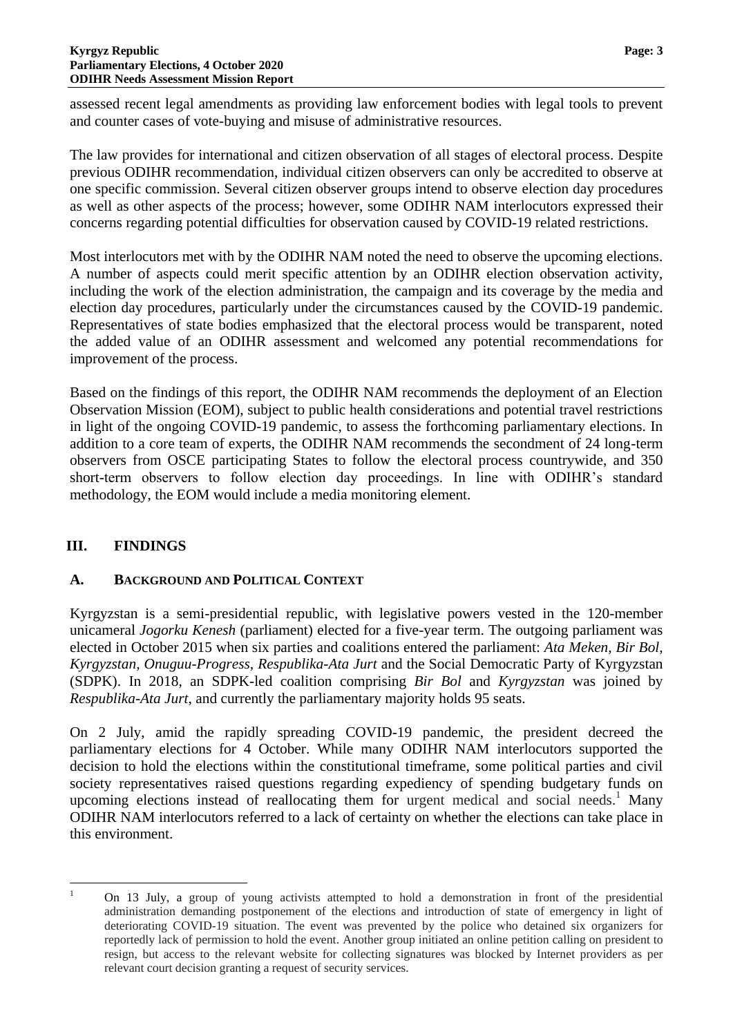assessed recent legal amendments as providing law enforcement bodies with legal tools to prevent and counter cases of vote-buying and misuse of administrative resources.

The law provides for international and citizen observation of all stages of electoral process. Despite previous ODIHR recommendation, individual citizen observers can only be accredited to observe at one specific commission. Several citizen observer groups intend to observe election day procedures as well as other aspects of the process; however, some ODIHR NAM interlocutors expressed their concerns regarding potential difficulties for observation caused by COVID-19 related restrictions.

Most interlocutors met with by the ODIHR NAM noted the need to observe the upcoming elections. A number of aspects could merit specific attention by an ODIHR election observation activity, including the work of the election administration, the campaign and its coverage by the media and election day procedures, particularly under the circumstances caused by the COVID-19 pandemic. Representatives of state bodies emphasized that the electoral process would be transparent, noted the added value of an ODIHR assessment and welcomed any potential recommendations for improvement of the process.

Based on the findings of this report, the ODIHR NAM recommends the deployment of an Election Observation Mission (EOM), subject to public health considerations and potential travel restrictions in light of the ongoing COVID-19 pandemic, to assess the forthcoming parliamentary elections. In addition to a core team of experts, the ODIHR NAM recommends the secondment of 24 long-term observers from OSCE participating States to follow the electoral process countrywide, and 350 short-term observers to follow election day proceedings. In line with ODIHR's standard methodology, the EOM would include a media monitoring element.

## III. FINDINGS

### A. BACKGROUND AND POLITICAL CONTEXT

Kyrgyzstan is a semi-presidential republic, with legislative powers vested in the 120-member unicameral *Jogorku Kenesh* (parliament) elected for a five-year term. The outgoing parliament was elected in October 2015 when six parties and coalitions entered the parliament: *Ata Meken*, *Bir Bol*, *Kyrgyzstan*, *Onuguu-Progress*, *Respublika-Ata Jurt* and the Social Democratic Party of Kyrgyzstan (SDPK). In 2018, an SDPK-led coalition comprising *Bir Bol* and *Kyrgyzstan* was joined by *Respublika-Ata Jurt*, and currently the parliamentary majority holds 95 seats.

On 2 July, amid the rapidly spreading COVID-19 pandemic, the president decreed the parliamentary elections for 4 October. While many ODIHR NAM interlocutors supported the decision to hold the elections within the constitutional timeframe, some political parties and civil society representatives raised questions regarding expediency of spending budgetary funds on upcoming elections instead of reallocating them for urgent medical and social needs.[1] Many ODIHR NAM interlocutors referred to a lack of certainty on whether the elections can take place in this environment.

---

[1] On 13 July, a group of young activists attempted to hold a demonstration in front of the presidential administration demanding postponement of the elections and introduction of state of emergency in light of deteriorating COVID-19 situation. The event was prevented by the police who detained six organizers for reportedly lack of permission to hold the event. Another group initiated an online petition calling on president to resign, but access to the relevant website for collecting signatures was blocked by Internet providers as per relevant court decision granting a request of security services.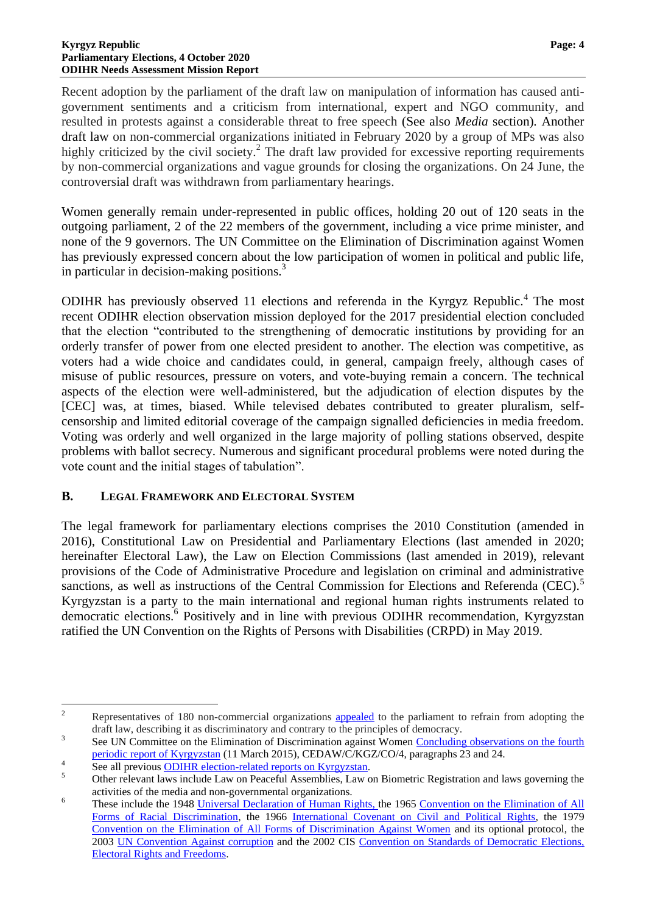Recent adoption by the parliament of the draft law on manipulation of information has caused anti-government sentiments and a criticism from international, expert and NGO community, and resulted in protests against a considerable threat to free speech (See also *Media* section). Another draft law on non-commercial organizations initiated in February 2020 by a group of MPs was also highly criticized by the civil society.[2] The draft law provided for excessive reporting requirements by non-commercial organizations and vague grounds for closing the organizations. On 24 June, the controversial draft was withdrawn from parliamentary hearings.

Women generally remain under-represented in public offices, holding 20 out of 120 seats in the outgoing parliament, 2 of the 22 members of the government, including a vice prime minister, and none of the 9 governors. The UN Committee on the Elimination of Discrimination against Women has previously expressed concern about the low participation of women in political and public life, in particular in decision-making positions.[3]

ODIHR has previously observed 11 elections and referenda in the Kyrgyz Republic.[4] The most recent ODIHR election observation mission deployed for the 2017 presidential election concluded that the election "contributed to the strengthening of democratic institutions by providing for an orderly transfer of power from one elected president to another. The election was competitive, as voters had a wide choice and candidates could, in general, campaign freely, although cases of misuse of public resources, pressure on voters, and vote-buying remain a concern. The technical aspects of the election were well-administered, but the adjudication of election disputes by the [CEC] was, at times, biased. While televised debates contributed to greater pluralism, self-censorship and limited editorial coverage of the campaign signalled deficiencies in media freedom. Voting was orderly and well organized in the large majority of polling stations observed, despite problems with ballot secrecy. Numerous and significant procedural problems were noted during the vote count and the initial stages of tabulation".

## B. Legal Framework and Electoral System

The legal framework for parliamentary elections comprises the 2010 Constitution (amended in 2016), Constitutional Law on Presidential and Parliamentary Elections (last amended in 2020; hereinafter Electoral Law), the Law on Election Commissions (last amended in 2019), relevant provisions of the Code of Administrative Procedure and legislation on criminal and administrative sanctions, as well as instructions of the Central Commission for Elections and Referenda (CEC).[5] Kyrgyzstan is a party to the main international and regional human rights instruments related to democratic elections.[6] Positively and in line with previous ODIHR recommendation, Kyrgyzstan ratified the UN Convention on the Rights of Persons with Disabilities (CRPD) in May 2019.

---

[2] Representatives of 180 non-commercial organizations appealed to the parliament to refrain from adopting the draft law, describing it as discriminatory and contrary to the principles of democracy.

[3] See UN Committee on the Elimination of Discrimination against Women Concluding observations on the fourth periodic report of Kyrgyzstan (11 March 2015), CEDAW/C/KGZ/CO/4, paragraphs 23 and 24.

[4] See all previous ODIHR election-related reports on Kyrgyzstan.

[5] Other relevant laws include Law on Peaceful Assemblies, Law on Biometric Registration and laws governing the activities of the media and non-governmental organizations.

[6] These include the 1948 Universal Declaration of Human Rights, the 1965 Convention on the Elimination of All Forms of Racial Discrimination, the 1966 International Covenant on Civil and Political Rights, the 1979 Convention on the Elimination of All Forms of Discrimination Against Women and its optional protocol, the 2003 UN Convention Against corruption and the 2002 CIS Convention on Standards of Democratic Elections, Electoral Rights and Freedoms.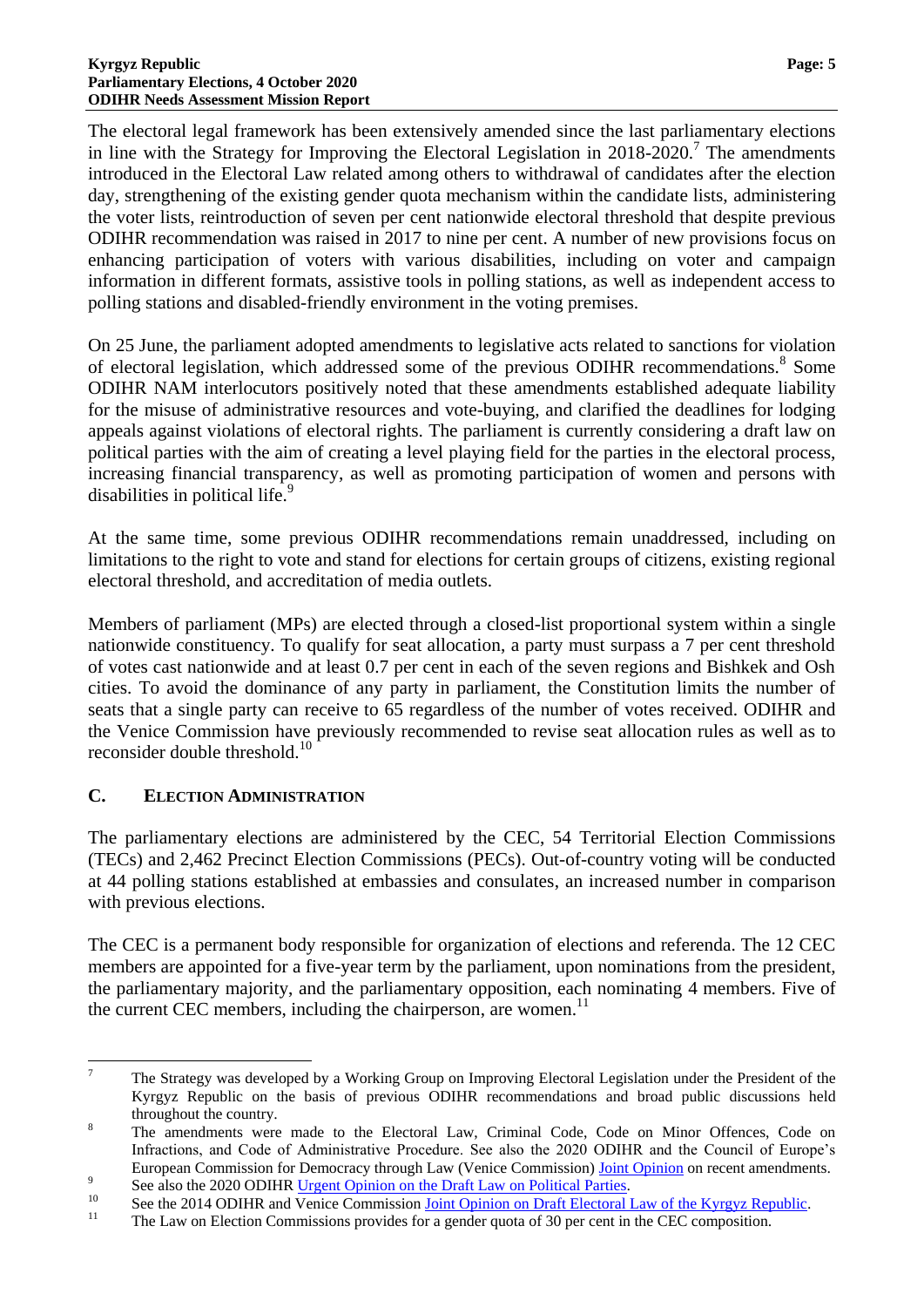The electoral legal framework has been extensively amended since the last parliamentary elections in line with the Strategy for Improving the Electoral Legislation in 2018-2020.[7] The amendments introduced in the Electoral Law related among others to withdrawal of candidates after the election day, strengthening of the existing gender quota mechanism within the candidate lists, administering the voter lists, reintroduction of seven per cent nationwide electoral threshold that despite previous ODIHR recommendation was raised in 2017 to nine per cent. A number of new provisions focus on enhancing participation of voters with various disabilities, including on voter and campaign information in different formats, assistive tools in polling stations, as well as independent access to polling stations and disabled-friendly environment in the voting premises.

On 25 June, the parliament adopted amendments to legislative acts related to sanctions for violation of electoral legislation, which addressed some of the previous ODIHR recommendations.[8] Some ODIHR NAM interlocutors positively noted that these amendments established adequate liability for the misuse of administrative resources and vote-buying, and clarified the deadlines for lodging appeals against violations of electoral rights. The parliament is currently considering a draft law on political parties with the aim of creating a level playing field for the parties in the electoral process, increasing financial transparency, as well as promoting participation of women and persons with disabilities in political life.[9]

At the same time, some previous ODIHR recommendations remain unaddressed, including on limitations to the right to vote and stand for elections for certain groups of citizens, existing regional electoral threshold, and accreditation of media outlets.

Members of parliament (MPs) are elected through a closed-list proportional system within a single nationwide constituency. To qualify for seat allocation, a party must surpass a 7 per cent threshold of votes cast nationwide and at least 0.7 per cent in each of the seven regions and Bishkek and Osh cities. To avoid the dominance of any party in parliament, the Constitution limits the number of seats that a single party can receive to 65 regardless of the number of votes received. ODIHR and the Venice Commission have previously recommended to revise seat allocation rules as well as to reconsider double threshold.[10]

## C. Election Administration

The parliamentary elections are administered by the CEC, 54 Territorial Election Commissions (TECs) and 2,462 Precinct Election Commissions (PECs). Out-of-country voting will be conducted at 44 polling stations established at embassies and consulates, an increased number in comparison with previous elections.

The CEC is a permanent body responsible for organization of elections and referenda. The 12 CEC members are appointed for a five-year term by the parliament, upon nominations from the president, the parliamentary majority, and the parliamentary opposition, each nominating 4 members. Five of the current CEC members, including the chairperson, are women.[11]

---

[7] The Strategy was developed by a Working Group on Improving Electoral Legislation under the President of the Kyrgyz Republic on the basis of previous ODIHR recommendations and broad public discussions held throughout the country.

[8] The amendments were made to the Electoral Law, Criminal Code, Code on Minor Offences, Code on Infractions, and Code of Administrative Procedure. See also the 2020 ODIHR and the Council of Europe's European Commission for Democracy through Law (Venice Commission) Joint Opinion on recent amendments.

[9] See also the 2020 ODIHR Urgent Opinion on the Draft Law on Political Parties.

[10] See the 2014 ODIHR and Venice Commission Joint Opinion on Draft Electoral Law of the Kyrgyz Republic.

[11] The Law on Election Commissions provides for a gender quota of 30 per cent in the CEC composition.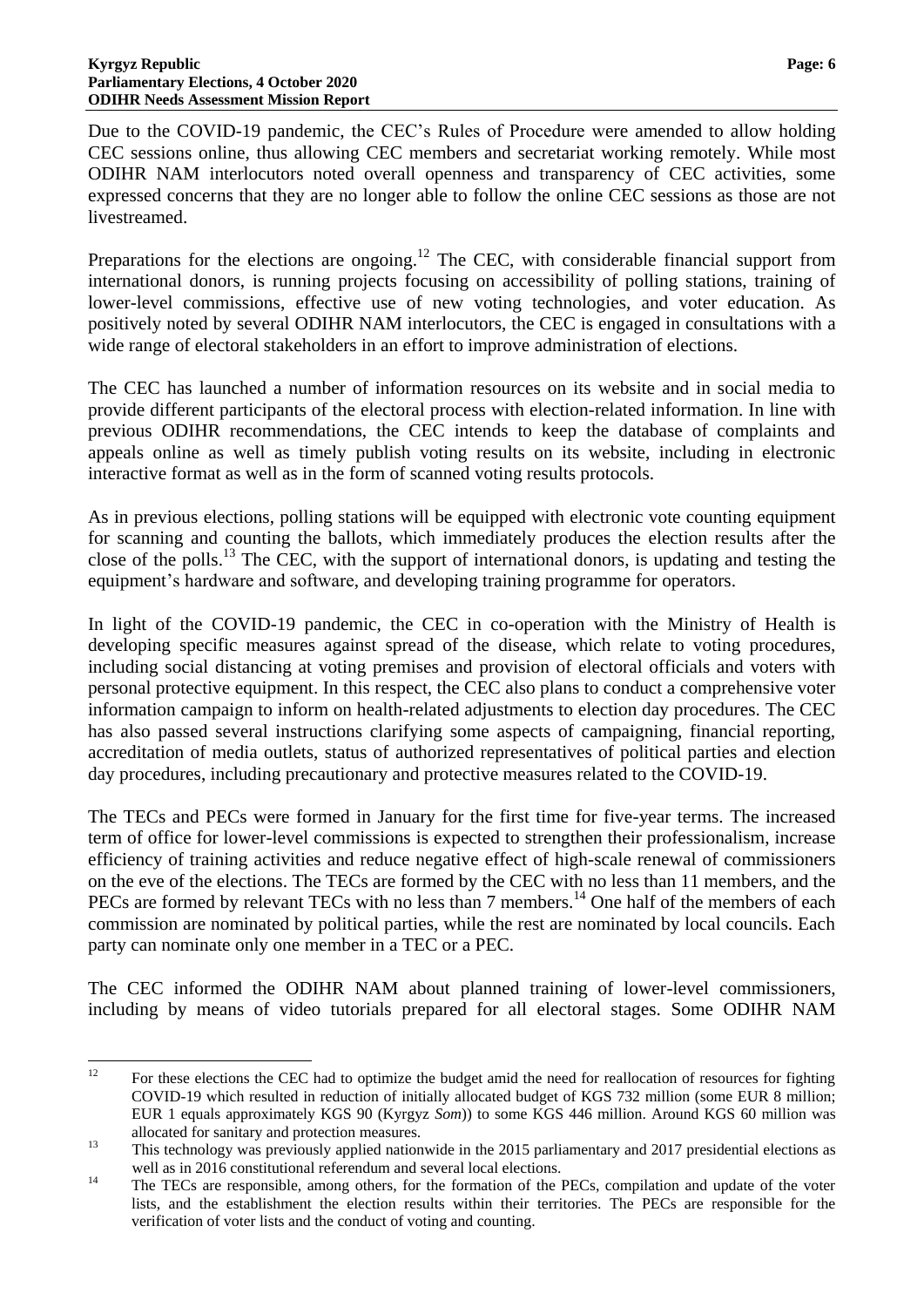Due to the COVID-19 pandemic, the CEC's Rules of Procedure were amended to allow holding CEC sessions online, thus allowing CEC members and secretariat working remotely. While most ODIHR NAM interlocutors noted overall openness and transparency of CEC activities, some expressed concerns that they are no longer able to follow the online CEC sessions as those are not livestreamed.

Preparations for the elections are ongoing.[12] The CEC, with considerable financial support from international donors, is running projects focusing on accessibility of polling stations, training of lower-level commissions, effective use of new voting technologies, and voter education. As positively noted by several ODIHR NAM interlocutors, the CEC is engaged in consultations with a wide range of electoral stakeholders in an effort to improve administration of elections.

The CEC has launched a number of information resources on its website and in social media to provide different participants of the electoral process with election-related information. In line with previous ODIHR recommendations, the CEC intends to keep the database of complaints and appeals online as well as timely publish voting results on its website, including in electronic interactive format as well as in the form of scanned voting results protocols.

As in previous elections, polling stations will be equipped with electronic vote counting equipment for scanning and counting the ballots, which immediately produces the election results after the close of the polls.[13] The CEC, with the support of international donors, is updating and testing the equipment's hardware and software, and developing training programme for operators.

In light of the COVID-19 pandemic, the CEC in co-operation with the Ministry of Health is developing specific measures against spread of the disease, which relate to voting procedures, including social distancing at voting premises and provision of electoral officials and voters with personal protective equipment. In this respect, the CEC also plans to conduct a comprehensive voter information campaign to inform on health-related adjustments to election day procedures. The CEC has also passed several instructions clarifying some aspects of campaigning, financial reporting, accreditation of media outlets, status of authorized representatives of political parties and election day procedures, including precautionary and protective measures related to the COVID-19.

The TECs and PECs were formed in January for the first time for five-year terms. The increased term of office for lower-level commissions is expected to strengthen their professionalism, increase efficiency of training activities and reduce negative effect of high-scale renewal of commissioners on the eve of the elections. The TECs are formed by the CEC with no less than 11 members, and the PECs are formed by relevant TECs with no less than 7 members.[14] One half of the members of each commission are nominated by political parties, while the rest are nominated by local councils. Each party can nominate only one member in a TEC or a PEC.

The CEC informed the ODIHR NAM about planned training of lower-level commissioners, including by means of video tutorials prepared for all electoral stages. Some ODIHR NAM

---

[12] For these elections the CEC had to optimize the budget amid the need for reallocation of resources for fighting COVID-19 which resulted in reduction of initially allocated budget of KGS 732 million (some EUR 8 million; EUR 1 equals approximately KGS 90 (Kyrgyz *Som*)) to some KGS 446 million. Around KGS 60 million was allocated for sanitary and protection measures.

[13] This technology was previously applied nationwide in the 2015 parliamentary and 2017 presidential elections as well as in 2016 constitutional referendum and several local elections.

[14] The TECs are responsible, among others, for the formation of the PECs, compilation and update of the voter lists, and the establishment the election results within their territories. The PECs are responsible for the verification of voter lists and the conduct of voting and counting.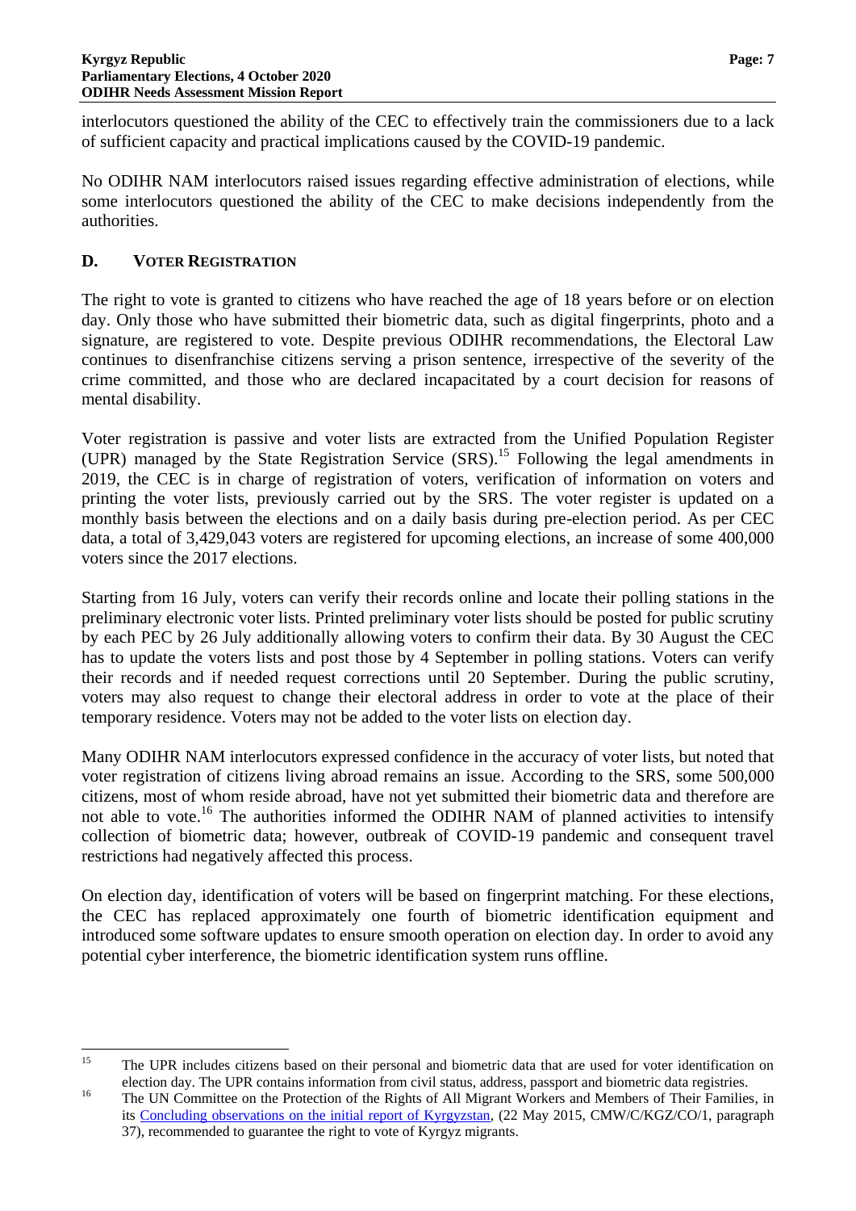interlocutors questioned the ability of the CEC to effectively train the commissioners due to a lack of sufficient capacity and practical implications caused by the COVID-19 pandemic.

No ODIHR NAM interlocutors raised issues regarding effective administration of elections, while some interlocutors questioned the ability of the CEC to make decisions independently from the authorities.

## D. Voter Registration

The right to vote is granted to citizens who have reached the age of 18 years before or on election day. Only those who have submitted their biometric data, such as digital fingerprints, photo and a signature, are registered to vote. Despite previous ODIHR recommendations, the Electoral Law continues to disenfranchise citizens serving a prison sentence, irrespective of the severity of the crime committed, and those who are declared incapacitated by a court decision for reasons of mental disability.

Voter registration is passive and voter lists are extracted from the Unified Population Register (UPR) managed by the State Registration Service (SRS).[15] Following the legal amendments in 2019, the CEC is in charge of registration of voters, verification of information on voters and printing the voter lists, previously carried out by the SRS. The voter register is updated on a monthly basis between the elections and on a daily basis during pre-election period. As per CEC data, a total of 3,429,043 voters are registered for upcoming elections, an increase of some 400,000 voters since the 2017 elections.

Starting from 16 July, voters can verify their records online and locate their polling stations in the preliminary electronic voter lists. Printed preliminary voter lists should be posted for public scrutiny by each PEC by 26 July additionally allowing voters to confirm their data. By 30 August the CEC has to update the voters lists and post those by 4 September in polling stations. Voters can verify their records and if needed request corrections until 20 September. During the public scrutiny, voters may also request to change their electoral address in order to vote at the place of their temporary residence. Voters may not be added to the voter lists on election day.

Many ODIHR NAM interlocutors expressed confidence in the accuracy of voter lists, but noted that voter registration of citizens living abroad remains an issue. According to the SRS, some 500,000 citizens, most of whom reside abroad, have not yet submitted their biometric data and therefore are not able to vote.[16] The authorities informed the ODIHR NAM of planned activities to intensify collection of biometric data; however, outbreak of COVID-19 pandemic and consequent travel restrictions had negatively affected this process.

On election day, identification of voters will be based on fingerprint matching. For these elections, the CEC has replaced approximately one fourth of biometric identification equipment and introduced some software updates to ensure smooth operation on election day. In order to avoid any potential cyber interference, the biometric identification system runs offline.

---

[15] The UPR includes citizens based on their personal and biometric data that are used for voter identification on election day. The UPR contains information from civil status, address, passport and biometric data registries.

[16] The UN Committee on the Protection of the Rights of All Migrant Workers and Members of Their Families, in its [Concluding observations on the initial report of Kyrgyzstan](), (22 May 2015, CMW/C/KGZ/CO/1, paragraph 37), recommended to guarantee the right to vote of Kyrgyz migrants.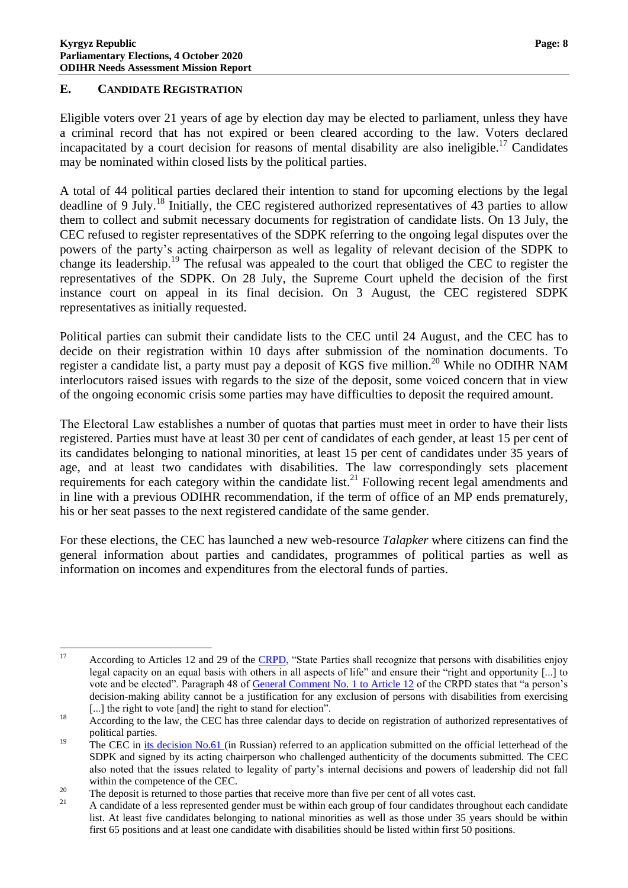## E. CANDIDATE REGISTRATION

Eligible voters over 21 years of age by election day may be elected to parliament, unless they have a criminal record that has not expired or been cleared according to the law. Voters declared incapacitated by a court decision for reasons of mental disability are also ineligible.[17] Candidates may be nominated within closed lists by the political parties.

A total of 44 political parties declared their intention to stand for upcoming elections by the legal deadline of 9 July.[18] Initially, the CEC registered authorized representatives of 43 parties to allow them to collect and submit necessary documents for registration of candidate lists. On 13 July, the CEC refused to register representatives of the SDPK referring to the ongoing legal disputes over the powers of the party's acting chairperson as well as legality of relevant decision of the SDPK to change its leadership.[19] The refusal was appealed to the court that obliged the CEC to register the representatives of the SDPK. On 28 July, the Supreme Court upheld the decision of the first instance court on appeal in its final decision. On 3 August, the CEC registered SDPK representatives as initially requested.

Political parties can submit their candidate lists to the CEC until 24 August, and the CEC has to decide on their registration within 10 days after submission of the nomination documents. To register a candidate list, a party must pay a deposit of KGS five million.[20] While no ODIHR NAM interlocutors raised issues with regards to the size of the deposit, some voiced concern that in view of the ongoing economic crisis some parties may have difficulties to deposit the required amount.

The Electoral Law establishes a number of quotas that parties must meet in order to have their lists registered. Parties must have at least 30 per cent of candidates of each gender, at least 15 per cent of its candidates belonging to national minorities, at least 15 per cent of candidates under 35 years of age, and at least two candidates with disabilities. The law correspondingly sets placement requirements for each category within the candidate list.[21] Following recent legal amendments and in line with a previous ODIHR recommendation, if the term of office of an MP ends prematurely, his or her seat passes to the next registered candidate of the same gender.

For these elections, the CEC has launched a new web-resource *Talapker* where citizens can find the general information about parties and candidates, programmes of political parties as well as information on incomes and expenditures from the electoral funds of parties.

---

[17] According to Articles 12 and 29 of the CRPD, "State Parties shall recognize that persons with disabilities enjoy legal capacity on an equal basis with others in all aspects of life" and ensure their "right and opportunity [...] to vote and be elected". Paragraph 48 of General Comment No. 1 to Article 12 of the CRPD states that "a person's decision-making ability cannot be a justification for any exclusion of persons with disabilities from exercising [...] the right to vote [and] the right to stand for election".

[18] According to the law, the CEC has three calendar days to decide on registration of authorized representatives of political parties.

[19] The CEC in its decision No.61 (in Russian) referred to an application submitted on the official letterhead of the SDPK and signed by its acting chairperson who challenged authenticity of the documents submitted. The CEC also noted that the issues related to legality of party's internal decisions and powers of leadership did not fall within the competence of the CEC.

[20] The deposit is returned to those parties that receive more than five per cent of all votes cast.

[21] A candidate of a less represented gender must be within each group of four candidates throughout each candidate list. At least five candidates belonging to national minorities as well as those under 35 years should be within first 65 positions and at least one candidate with disabilities should be listed within first 50 positions.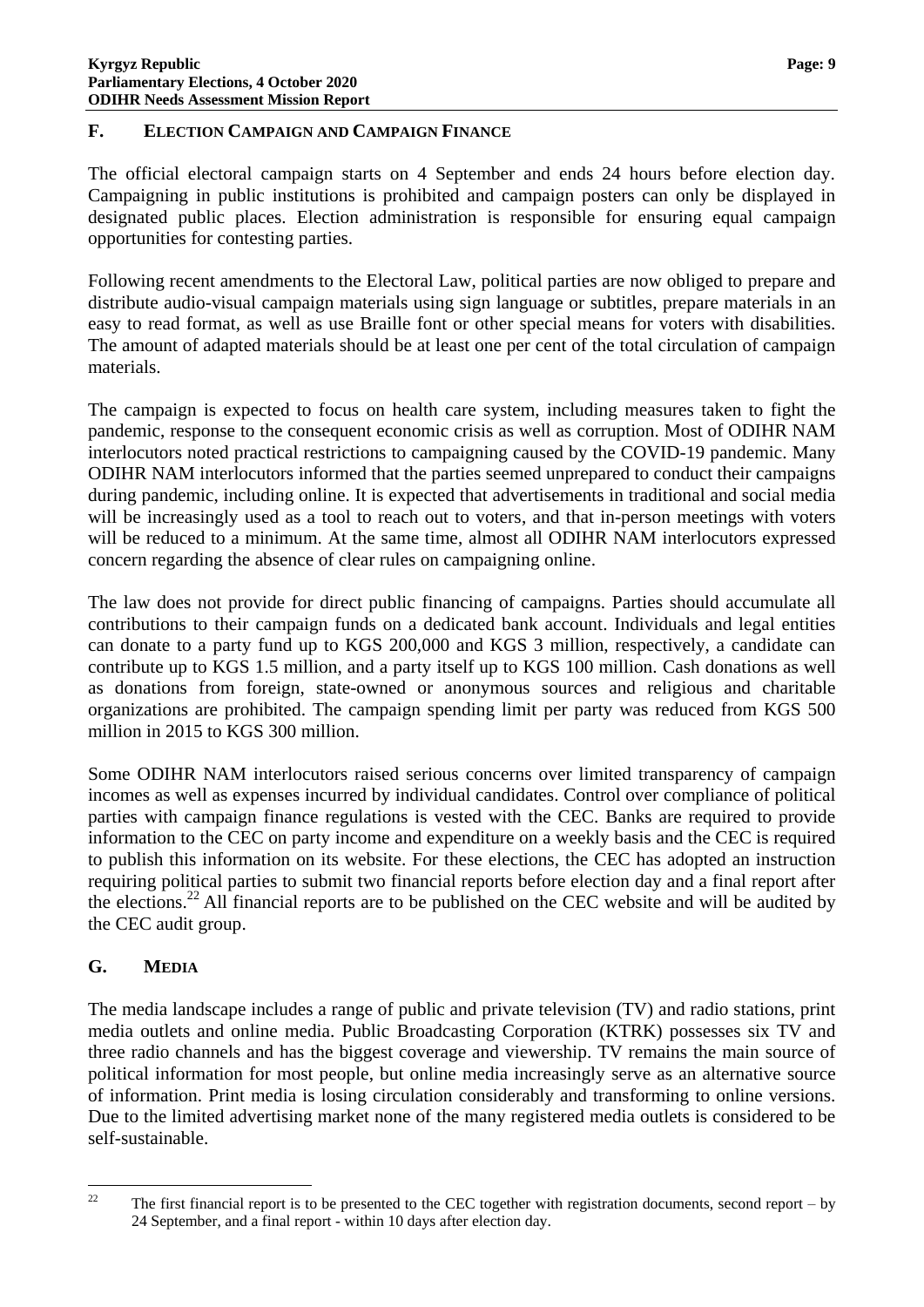## F. ELECTION CAMPAIGN AND CAMPAIGN FINANCE

The official electoral campaign starts on 4 September and ends 24 hours before election day. Campaigning in public institutions is prohibited and campaign posters can only be displayed in designated public places. Election administration is responsible for ensuring equal campaign opportunities for contesting parties.

Following recent amendments to the Electoral Law, political parties are now obliged to prepare and distribute audio-visual campaign materials using sign language or subtitles, prepare materials in an easy to read format, as well as use Braille font or other special means for voters with disabilities. The amount of adapted materials should be at least one per cent of the total circulation of campaign materials.

The campaign is expected to focus on health care system, including measures taken to fight the pandemic, response to the consequent economic crisis as well as corruption. Most of ODIHR NAM interlocutors noted practical restrictions to campaigning caused by the COVID-19 pandemic. Many ODIHR NAM interlocutors informed that the parties seemed unprepared to conduct their campaigns during pandemic, including online. It is expected that advertisements in traditional and social media will be increasingly used as a tool to reach out to voters, and that in-person meetings with voters will be reduced to a minimum. At the same time, almost all ODIHR NAM interlocutors expressed concern regarding the absence of clear rules on campaigning online.

The law does not provide for direct public financing of campaigns. Parties should accumulate all contributions to their campaign funds on a dedicated bank account. Individuals and legal entities can donate to a party fund up to KGS 200,000 and KGS 3 million, respectively, a candidate can contribute up to KGS 1.5 million, and a party itself up to KGS 100 million. Cash donations as well as donations from foreign, state-owned or anonymous sources and religious and charitable organizations are prohibited. The campaign spending limit per party was reduced from KGS 500 million in 2015 to KGS 300 million.

Some ODIHR NAM interlocutors raised serious concerns over limited transparency of campaign incomes as well as expenses incurred by individual candidates. Control over compliance of political parties with campaign finance regulations is vested with the CEC. Banks are required to provide information to the CEC on party income and expenditure on a weekly basis and the CEC is required to publish this information on its website. For these elections, the CEC has adopted an instruction requiring political parties to submit two financial reports before election day and a final report after the elections.[22] All financial reports are to be published on the CEC website and will be audited by the CEC audit group.

## G. MEDIA

The media landscape includes a range of public and private television (TV) and radio stations, print media outlets and online media. Public Broadcasting Corporation (KTRK) possesses six TV and three radio channels and has the biggest coverage and viewership. TV remains the main source of political information for most people, but online media increasingly serve as an alternative source of information. Print media is losing circulation considerably and transforming to online versions. Due to the limited advertising market none of the many registered media outlets is considered to be self-sustainable.

---

[22] The first financial report is to be presented to the CEC together with registration documents, second report – by 24 September, and a final report - within 10 days after election day.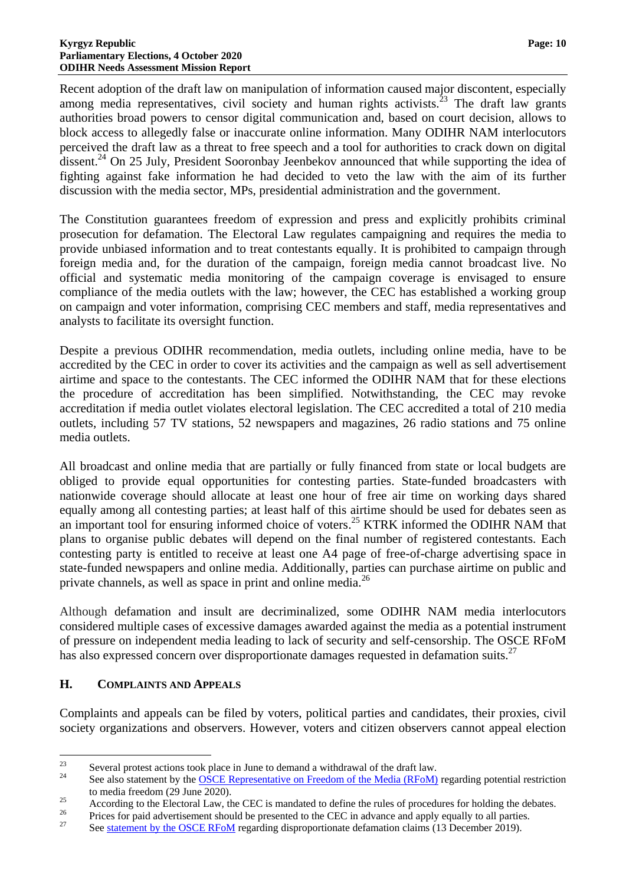Recent adoption of the draft law on manipulation of information caused major discontent, especially among media representatives, civil society and human rights activists.[23] The draft law grants authorities broad powers to censor digital communication and, based on court decision, allows to block access to allegedly false or inaccurate online information. Many ODIHR NAM interlocutors perceived the draft law as a threat to free speech and a tool for authorities to crack down on digital dissent.[24] On 25 July, President Sooronbay Jeenbekov announced that while supporting the idea of fighting against fake information he had decided to veto the law with the aim of its further discussion with the media sector, MPs, presidential administration and the government.

The Constitution guarantees freedom of expression and press and explicitly prohibits criminal prosecution for defamation. The Electoral Law regulates campaigning and requires the media to provide unbiased information and to treat contestants equally. It is prohibited to campaign through foreign media and, for the duration of the campaign, foreign media cannot broadcast live. No official and systematic media monitoring of the campaign coverage is envisaged to ensure compliance of the media outlets with the law; however, the CEC has established a working group on campaign and voter information, comprising CEC members and staff, media representatives and analysts to facilitate its oversight function.

Despite a previous ODIHR recommendation, media outlets, including online media, have to be accredited by the CEC in order to cover its activities and the campaign as well as sell advertisement airtime and space to the contestants. The CEC informed the ODIHR NAM that for these elections the procedure of accreditation has been simplified. Notwithstanding, the CEC may revoke accreditation if media outlet violates electoral legislation. The CEC accredited a total of 210 media outlets, including 57 TV stations, 52 newspapers and magazines, 26 radio stations and 75 online media outlets.

All broadcast and online media that are partially or fully financed from state or local budgets are obliged to provide equal opportunities for contesting parties. State-funded broadcasters with nationwide coverage should allocate at least one hour of free air time on working days shared equally among all contesting parties; at least half of this airtime should be used for debates seen as an important tool for ensuring informed choice of voters.[25] KTRK informed the ODIHR NAM that plans to organise public debates will depend on the final number of registered contestants. Each contesting party is entitled to receive at least one A4 page of free-of-charge advertising space in state-funded newspapers and online media. Additionally, parties can purchase airtime on public and private channels, as well as space in print and online media.[26]

Although defamation and insult are decriminalized, some ODIHR NAM media interlocutors considered multiple cases of excessive damages awarded against the media as a potential instrument of pressure on independent media leading to lack of security and self-censorship. The OSCE RFoM has also expressed concern over disproportionate damages requested in defamation suits.[27]

## H. Complaints and Appeals

Complaints and appeals can be filed by voters, political parties and candidates, their proxies, civil society organizations and observers. However, voters and citizen observers cannot appeal election

---

[23] Several protest actions took place in June to demand a withdrawal of the draft law.

[24] See also statement by the OSCE Representative on Freedom of the Media (RFoM) regarding potential restriction to media freedom (29 June 2020).

[25] According to the Electoral Law, the CEC is mandated to define the rules of procedures for holding the debates.

[26] Prices for paid advertisement should be presented to the CEC in advance and apply equally to all parties.

[27] See statement by the OSCE RFoM regarding disproportionate defamation claims (13 December 2019).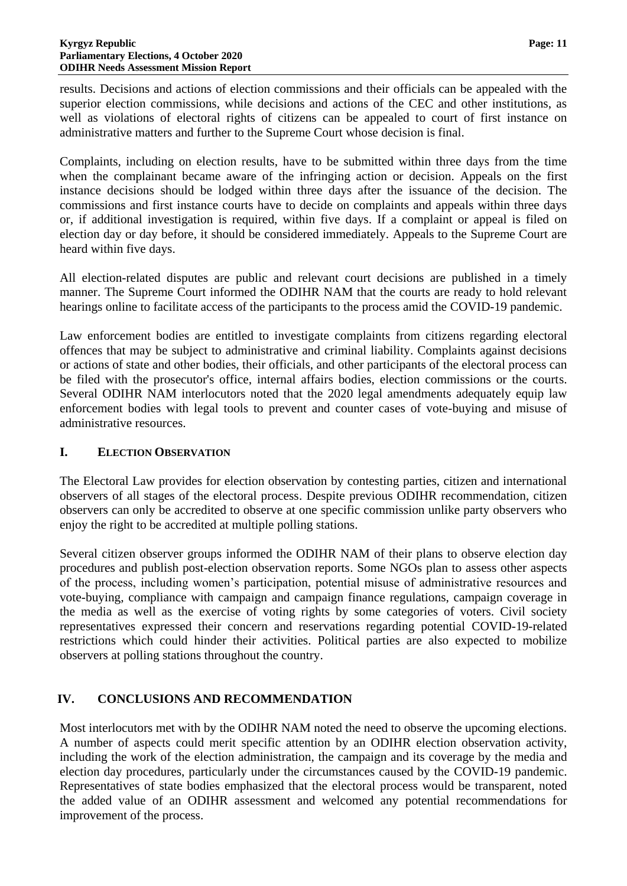results. Decisions and actions of election commissions and their officials can be appealed with the superior election commissions, while decisions and actions of the CEC and other institutions, as well as violations of electoral rights of citizens can be appealed to court of first instance on administrative matters and further to the Supreme Court whose decision is final.

Complaints, including on election results, have to be submitted within three days from the time when the complainant became aware of the infringing action or decision. Appeals on the first instance decisions should be lodged within three days after the issuance of the decision. The commissions and first instance courts have to decide on complaints and appeals within three days or, if additional investigation is required, within five days. If a complaint or appeal is filed on election day or day before, it should be considered immediately. Appeals to the Supreme Court are heard within five days.

All election-related disputes are public and relevant court decisions are published in a timely manner. The Supreme Court informed the ODIHR NAM that the courts are ready to hold relevant hearings online to facilitate access of the participants to the process amid the COVID-19 pandemic.

Law enforcement bodies are entitled to investigate complaints from citizens regarding electoral offences that may be subject to administrative and criminal liability. Complaints against decisions or actions of state and other bodies, their officials, and other participants of the electoral process can be filed with the prosecutor's office, internal affairs bodies, election commissions or the courts. Several ODIHR NAM interlocutors noted that the 2020 legal amendments adequately equip law enforcement bodies with legal tools to prevent and counter cases of vote-buying and misuse of administrative resources.

### I. Election Observation

The Electoral Law provides for election observation by contesting parties, citizen and international observers of all stages of the electoral process. Despite previous ODIHR recommendation, citizen observers can only be accredited to observe at one specific commission unlike party observers who enjoy the right to be accredited at multiple polling stations.

Several citizen observer groups informed the ODIHR NAM of their plans to observe election day procedures and publish post-election observation reports. Some NGOs plan to assess other aspects of the process, including women's participation, potential misuse of administrative resources and vote-buying, compliance with campaign and campaign finance regulations, campaign coverage in the media as well as the exercise of voting rights by some categories of voters. Civil society representatives expressed their concern and reservations regarding potential COVID-19-related restrictions which could hinder their activities. Political parties are also expected to mobilize observers at polling stations throughout the country.

## IV. CONCLUSIONS AND RECOMMENDATION

Most interlocutors met with by the ODIHR NAM noted the need to observe the upcoming elections. A number of aspects could merit specific attention by an ODIHR election observation activity, including the work of the election administration, the campaign and its coverage by the media and election day procedures, particularly under the circumstances caused by the COVID-19 pandemic. Representatives of state bodies emphasized that the electoral process would be transparent, noted the added value of an ODIHR assessment and welcomed any potential recommendations for improvement of the process.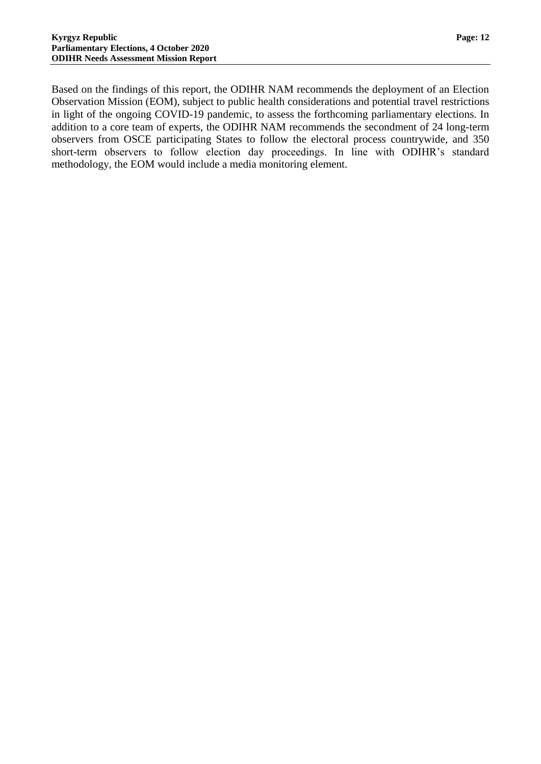Based on the findings of this report, the ODIHR NAM recommends the deployment of an Election Observation Mission (EOM), subject to public health considerations and potential travel restrictions in light of the ongoing COVID-19 pandemic, to assess the forthcoming parliamentary elections. In addition to a core team of experts, the ODIHR NAM recommends the secondment of 24 long-term observers from OSCE participating States to follow the electoral process countrywide, and 350 short-term observers to follow election day proceedings. In line with ODIHR's standard methodology, the EOM would include a media monitoring element.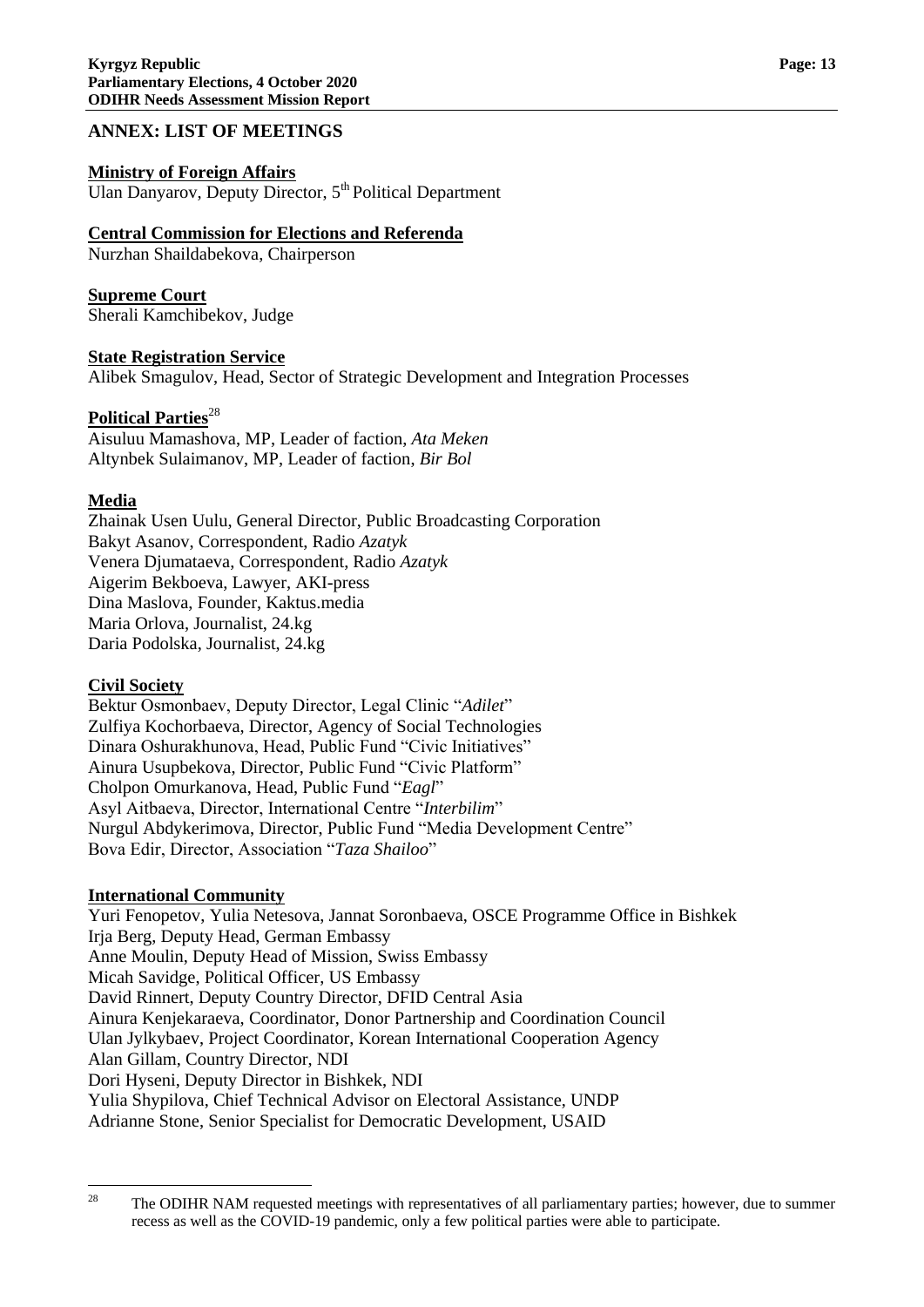## ANNEX: LIST OF MEETINGS

**Ministry of Foreign Affairs**
Ulan Danyarov, Deputy Director, 5th Political Department

**Central Commission for Elections and Referenda**
Nurzhan Shaildabekova, Chairperson

**Supreme Court**
Sherali Kamchibekov, Judge

**State Registration Service**
Alibek Smagulov, Head, Sector of Strategic Development and Integration Processes

**Political Parties**[28]
Aisuluu Mamashova, MP, Leader of faction, *Ata Meken*
Altynbek Sulaimanov, MP, Leader of faction, *Bir Bol*

**Media**
Zhainak Usen Uulu, General Director, Public Broadcasting Corporation
Bakyt Asanov, Correspondent, Radio *Azatyk*
Venera Djumataeva, Correspondent, Radio *Azatyk*
Aigerim Bekboeva, Lawyer, AKI-press
Dina Maslova, Founder, Kaktus.media
Maria Orlova, Journalist, 24.kg
Daria Podolska, Journalist, 24.kg

**Civil Society**
Bektur Osmonbaev, Deputy Director, Legal Clinic "*Adilet*"
Zulfiya Kochorbaeva, Director, Agency of Social Technologies
Dinara Oshurakhunova, Head, Public Fund "Civic Initiatives"
Ainura Usupbekova, Director, Public Fund "Civic Platform"
Cholpon Omurkanova, Head, Public Fund "*Eagl*"
Asyl Aitbaeva, Director, International Centre "*Interbilim*"
Nurgul Abdykerimova, Director, Public Fund "Media Development Centre"
Bova Edir, Director, Association "*Taza Shailoo*"

**International Community**
Yuri Fenopetov, Yulia Netesova, Jannat Soronbaeva, OSCE Programme Office in Bishkek
Irja Berg, Deputy Head, German Embassy
Anne Moulin, Deputy Head of Mission, Swiss Embassy
Micah Savidge, Political Officer, US Embassy
David Rinnert, Deputy Country Director, DFID Central Asia
Ainura Kenjekaraeva, Coordinator, Donor Partnership and Coordination Council
Ulan Jylkybaev, Project Coordinator, Korean International Cooperation Agency
Alan Gillam, Country Director, NDI
Dori Hyseni, Deputy Director in Bishkek, NDI
Yulia Shypilova, Chief Technical Advisor on Electoral Assistance, UNDP
Adrianne Stone, Senior Specialist for Democratic Development, USAID

---

[28] The ODIHR NAM requested meetings with representatives of all parliamentary parties; however, due to summer recess as well as the COVID-19 pandemic, only a few political parties were able to participate.